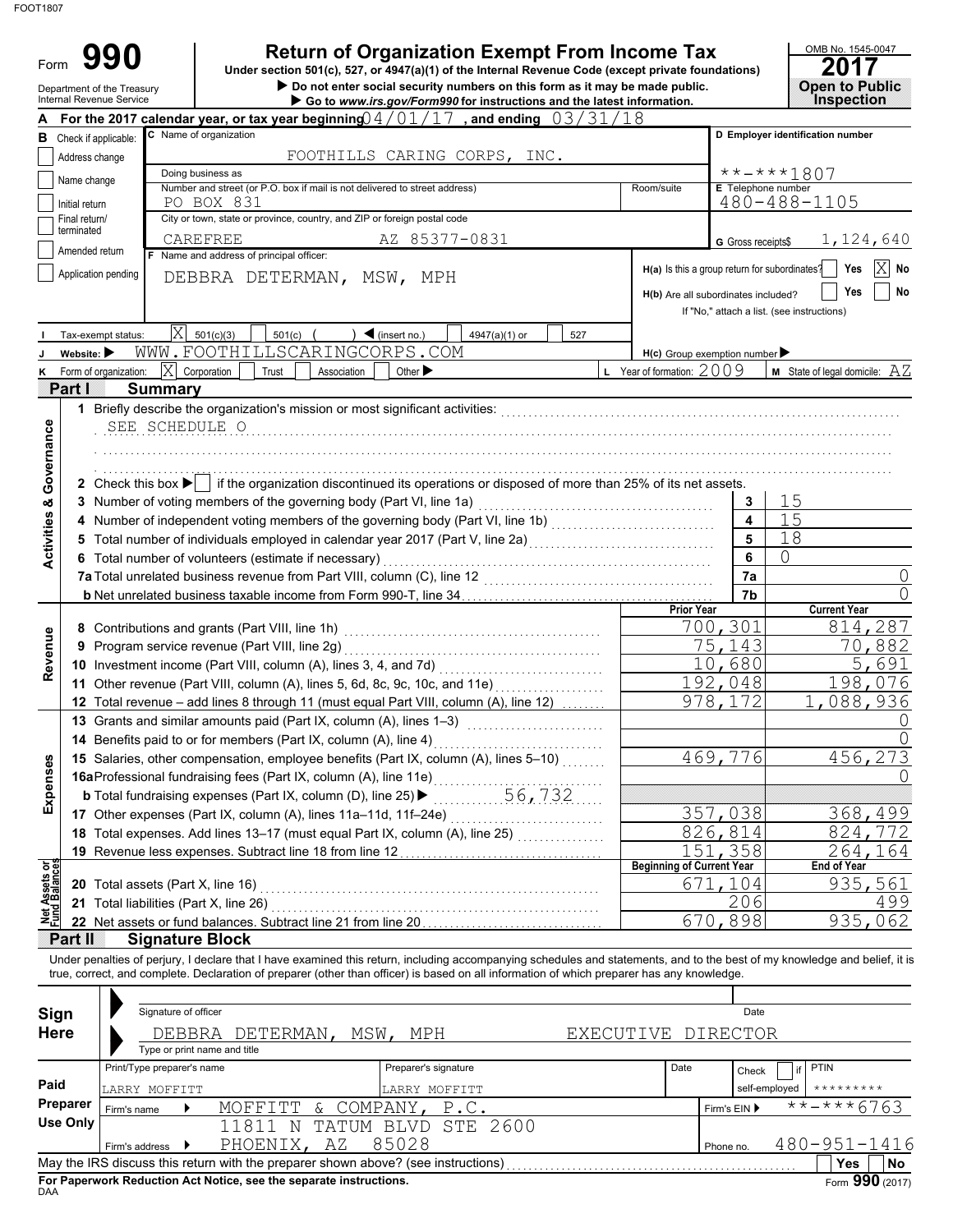# Form 990 — Return of Organization Exempt From Income Tax

**Under section 501(c), 527, or 4947(a)(1) of the Internal Revenue Code (except private foundations)**

▶ Do not enter social security numbers on this form as it may be made public.
▶ Go to *www.irs.gov/Form990* for instructions and the latest information.

Department of the Treasury
Internal Revenue Service

OMB No. 1545-0047
**2017**
**Open to Public Inspection**

**A** For the 2017 calendar year, or tax year beginning 04/01/17, and ending 03/31/18

**B** Check if applicable:
- [ ] Address change
- [ ] Name change
- [ ] Initial return
- [ ] Final return/terminated
- [ ] Amended return
- [ ] Application pending

**C** Name of organization: FOOTHILLS CARING CORPS, INC.

Doing business as:

Number and street (or P.O. box if mail is not delivered to street address): PO BOX 831 — Room/suite:

City or town, state or province, country, and ZIP or foreign postal code: CAREFREE AZ 85377-0831

**D** Employer identification number: \*\*-\*\*\*1807

**E** Telephone number: 480-488-1105

**G** Gross receipts$ 1,124,640

**F** Name and address of principal officer: DEBBRA DETERMAN, MSW, MPH

**H(a)** Is this a group return for subordinates? [ ] Yes [X] No

**H(b)** Are all subordinates included? [ ] Yes [ ] No
If "No," attach a list. (see instructions)

**I** Tax-exempt status: [X] 501(c)(3) [ ] 501(c) ( ) ◀ (insert no.) [ ] 4947(a)(1) or [ ] 527

**J** Website: ▶ WWW.FOOTHILLSCARINGCORPS.COM

**H(c)** Group exemption number ▶

**K** Form of organization: [X] Corporation [ ] Trust [ ] Association [ ] Other ▶

**L** Year of formation: 2009

**M** State of legal domicile: AZ

## Part I Summary

### Activities & Governance

1 Briefly describe the organization's mission or most significant activities: SEE SCHEDULE O

2 Check this box ▶ [ ] if the organization discontinued its operations or disposed of more than 25% of its net assets.

| | | Line | |
|---|---|---|---|
| 3 | Number of voting members of the governing body (Part VI, line 1a) | 3 | 15 |
| 4 | Number of independent voting members of the governing body (Part VI, line 1b) | 4 | 15 |
| 5 | Total number of individuals employed in calendar year 2017 (Part V, line 2a) | 5 | 18 |
| 6 | Total number of volunteers (estimate if necessary) | 6 | 0 |
| 7a | Total unrelated business revenue from Part VIII, column (C), line 12 | 7a | 0 |
| b | Net unrelated business taxable income from Form 990-T, line 34 | 7b | 0 |

### Revenue

| | | Prior Year | Current Year |
|---|---|---|---|
| 8 | Contributions and grants (Part VIII, line 1h) | 700,301 | 814,287 |
| 9 | Program service revenue (Part VIII, line 2g) | 75,143 | 70,882 |
| 10 | Investment income (Part VIII, column (A), lines 3, 4, and 7d) | 10,680 | 5,691 |
| 11 | Other revenue (Part VIII, column (A), lines 5, 6d, 8c, 9c, 10c, and 11e) | 192,048 | 198,076 |
| 12 | Total revenue – add lines 8 through 11 (must equal Part VIII, column (A), line 12) | 978,172 | 1,088,936 |

### Expenses

| | | Prior Year | Current Year |
|---|---|---|---|
| 13 | Grants and similar amounts paid (Part IX, column (A), lines 1–3) | | 0 |
| 14 | Benefits paid to or for members (Part IX, column (A), line 4) | | 0 |
| 15 | Salaries, other compensation, employee benefits (Part IX, column (A), lines 5–10) | 469,776 | 456,273 |
| 16a | Professional fundraising fees (Part IX, column (A), line 11e) | | 0 |
| b | Total fundraising expenses (Part IX, column (D), line 25) ▶ 56,732 | | |
| 17 | Other expenses (Part IX, column (A), lines 11a–11d, 11f–24e) | 357,038 | 368,499 |
| 18 | Total expenses. Add lines 13–17 (must equal Part IX, column (A), line 25) | 826,814 | 824,772 |
| 19 | Revenue less expenses. Subtract line 18 from line 12 | 151,358 | 264,164 |

### Net Assets or Fund Balances

| | | Beginning of Current Year | End of Year |
|---|---|---|---|
| 20 | Total assets (Part X, line 16) | 671,104 | 935,561 |
| 21 | Total liabilities (Part X, line 26) | 206 | 499 |
| 22 | Net assets or fund balances. Subtract line 21 from line 20 | 670,898 | 935,062 |

## Part II Signature Block

Under penalties of perjury, I declare that I have examined this return, including accompanying schedules and statements, and to the best of my knowledge and belief, it is true, correct, and complete. Declaration of preparer (other than officer) is based on all information of which preparer has any knowledge.

**Sign Here**

Signature of officer — Date

DEBBRA DETERMAN, MSW, MPH — EXECUTIVE DIRECTOR
Type or print name and title

**Paid Preparer Use Only**

| Print/Type preparer's name | Preparer's signature | Date | Check [ ] if self-employed | PTIN |
|---|---|---|---|---|
| LARRY MOFFITT | LARRY MOFFITT | | | \*\*\*\*\*\*\*\*\* |

Firm's name ▶ MOFFITT & COMPANY, P.C. — Firm's EIN ▶ \*\*-\*\*\*6763

Firm's address ▶ 11811 N TATUM BLVD STE 2600, PHOENIX, AZ 85028 — Phone no. 480-951-1416

May the IRS discuss this return with the preparer shown above? (see instructions) [ ] Yes [ ] No

**For Paperwork Reduction Act Notice, see the separate instructions.**

Form **990** (2017)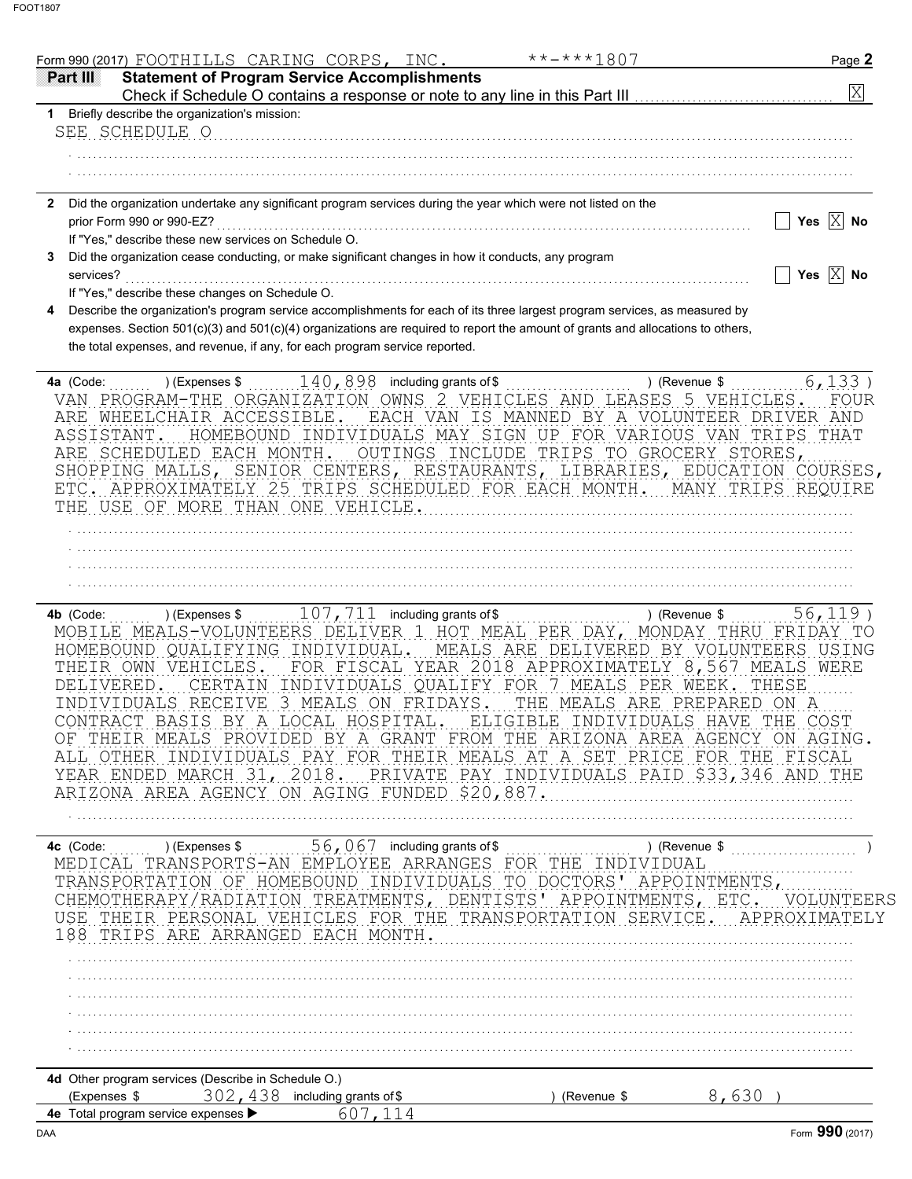Form 990 (2017) FOOTHILLS CARING CORPS, INC. **-***1807

## Part III Statement of Program Service Accomplishments

Check if Schedule O contains a response or note to any line in this Part III [X]

**1** Briefly describe the organization's mission:

SEE SCHEDULE O

**2** Did the organization undertake any significant program services during the year which were not listed on the prior Form 990 or 990-EZ? Yes [ ] No [X]

If "Yes," describe these new services on Schedule O.

**3** Did the organization cease conducting, or make significant changes in how it conducts, any program services? Yes [ ] No [X]

If "Yes," describe these changes on Schedule O.

**4** Describe the organization's program service accomplishments for each of its three largest program services, as measured by expenses. Section 501(c)(3) and 501(c)(4) organizations are required to report the amount of grants and allocations to others, the total expenses, and revenue, if any, for each program service reported.

**4a** (Code: ) (Expenses $ 140,898 including grants of $ ) (Revenue $ 6,133 )

VAN PROGRAM-THE ORGANIZATION OWNS 2 VEHICLES AND LEASES 5 VEHICLES. FOUR ARE WHEELCHAIR ACCESSIBLE. EACH VAN IS MANNED BY A VOLUNTEER DRIVER AND ASSISTANT. HOMEBOUND INDIVIDUALS MAY SIGN UP FOR VARIOUS VAN TRIPS THAT ARE SCHEDULED EACH MONTH. OUTINGS INCLUDE TRIPS TO GROCERY STORES, SHOPPING MALLS, SENIOR CENTERS, RESTAURANTS, LIBRARIES, EDUCATION COURSES, ETC. APPROXIMATELY 25 TRIPS SCHEDULED FOR EACH MONTH. MANY TRIPS REQUIRE THE USE OF MORE THAN ONE VEHICLE.

**4b** (Code: ) (Expenses $ 107,711 including grants of $ ) (Revenue $ 56,119 )

MOBILE MEALS-VOLUNTEERS DELIVER 1 HOT MEAL PER DAY, MONDAY THRU FRIDAY TO HOMEBOUND QUALIFYING INDIVIDUAL. MEALS ARE DELIVERED BY VOLUNTEERS USING THEIR OWN VEHICLES. FOR FISCAL YEAR 2018 APPROXIMATELY 8,567 MEALS WERE DELIVERED. CERTAIN INDIVIDUALS QUALIFY FOR 7 MEALS PER WEEK. THESE INDIVIDUALS RECEIVE 3 MEALS ON FRIDAYS. THE MEALS ARE PREPARED ON A CONTRACT BASIS BY A LOCAL HOSPITAL. ELIGIBLE INDIVIDUALS HAVE THE COST OF THEIR MEALS PROVIDED BY A GRANT FROM THE ARIZONA AREA AGENCY ON AGING. ALL OTHER INDIVIDUALS PAY FOR THEIR MEALS AT A SET PRICE FOR THE FISCAL YEAR ENDED MARCH 31, 2018. PRIVATE PAY INDIVIDUALS PAID $33,346 AND THE ARIZONA AREA AGENCY ON AGING FUNDED $20,887.

**4c** (Code: ) (Expenses $ 56,067 including grants of $ ) (Revenue $ )

MEDICAL TRANSPORTS-AN EMPLOYEE ARRANGES FOR THE INDIVIDUAL TRANSPORTATION OF HOMEBOUND INDIVIDUALS TO DOCTORS' APPOINTMENTS, CHEMOTHERAPY/RADIATION TREATMENTS, DENTISTS' APPOINTMENTS, ETC. VOLUNTEERS USE THEIR PERSONAL VEHICLES FOR THE TRANSPORTATION SERVICE. APPROXIMATELY 188 TRIPS ARE ARRANGED EACH MONTH.

**4d** Other program services (Describe in Schedule O.)

(Expenses $ 302,438 including grants of $ ) (Revenue $ 8,630 )

**4e** Total program service expenses ▶ 607,114

Form **990** (2017)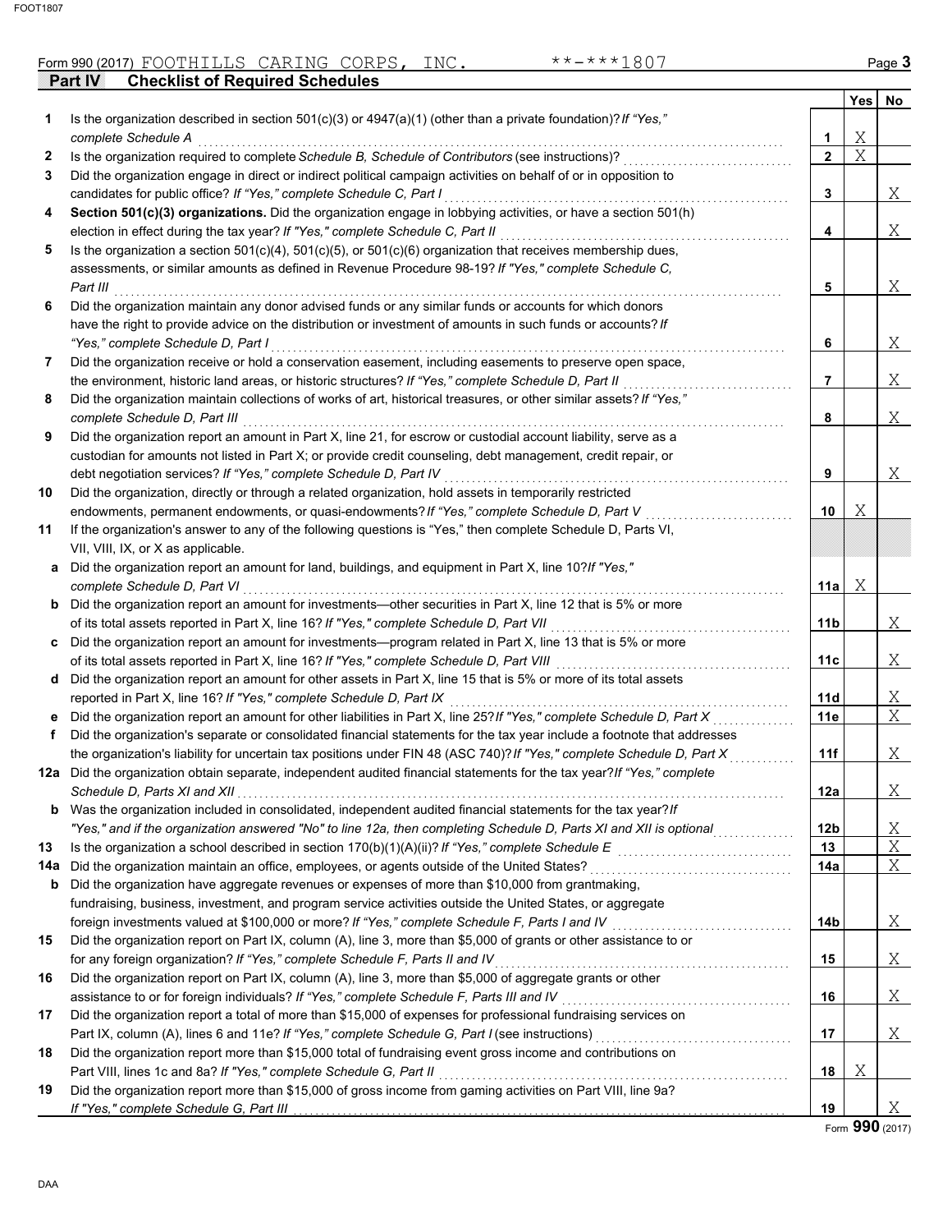Form 990 (2017) FOOTHILLS CARING CORPS, INC. **-***1807 Page 3

## Part IV Checklist of Required Schedules

| | | | Yes | No |
|---|---|---|---|---|
| **1** | Is the organization described in section 501(c)(3) or 4947(a)(1) (other than a private foundation)? *If "Yes," complete Schedule A* | 1 | X | |
| **2** | Is the organization required to complete *Schedule B, Schedule of Contributors* (see instructions)? | 2 | X | |
| **3** | Did the organization engage in direct or indirect political campaign activities on behalf of or in opposition to candidates for public office? *If "Yes," complete Schedule C, Part I* | 3 | | X |
| **4** | **Section 501(c)(3) organizations.** Did the organization engage in lobbying activities, or have a section 501(h) election in effect during the tax year? *If "Yes," complete Schedule C, Part II* | 4 | | X |
| **5** | Is the organization a section 501(c)(4), 501(c)(5), or 501(c)(6) organization that receives membership dues, assessments, or similar amounts as defined in Revenue Procedure 98-19? *If "Yes," complete Schedule C, Part III* | 5 | | X |
| **6** | Did the organization maintain any donor advised funds or any similar funds or accounts for which donors have the right to provide advice on the distribution or investment of amounts in such funds or accounts? *If "Yes," complete Schedule D, Part I* | 6 | | X |
| **7** | Did the organization receive or hold a conservation easement, including easements to preserve open space, the environment, historic land areas, or historic structures? *If "Yes," complete Schedule D, Part II* | 7 | | X |
| **8** | Did the organization maintain collections of works of art, historical treasures, or other similar assets? *If "Yes," complete Schedule D, Part III* | 8 | | X |
| **9** | Did the organization report an amount in Part X, line 21, for escrow or custodial account liability, serve as a custodian for amounts not listed in Part X; or provide credit counseling, debt management, credit repair, or debt negotiation services? *If "Yes," complete Schedule D, Part IV* | 9 | | X |
| **10** | Did the organization, directly or through a related organization, hold assets in temporarily restricted endowments, permanent endowments, or quasi-endowments? *If "Yes," complete Schedule D, Part V* | 10 | X | |
| **11** | If the organization's answer to any of the following questions is "Yes," then complete Schedule D, Parts VI, VII, VIII, IX, or X as applicable. | | | |
| **a** | Did the organization report an amount for land, buildings, and equipment in Part X, line 10? *If "Yes," complete Schedule D, Part VI* | 11a | X | |
| **b** | Did the organization report an amount for investments—other securities in Part X, line 12 that is 5% or more of its total assets reported in Part X, line 16? *If "Yes," complete Schedule D, Part VII* | 11b | | X |
| **c** | Did the organization report an amount for investments—program related in Part X, line 13 that is 5% or more of its total assets reported in Part X, line 16? *If "Yes," complete Schedule D, Part VIII* | 11c | | X |
| **d** | Did the organization report an amount for other assets in Part X, line 15 that is 5% or more of its total assets reported in Part X, line 16? *If "Yes," complete Schedule D, Part IX* | 11d | | X |
| **e** | Did the organization report an amount for other liabilities in Part X, line 25? *If "Yes," complete Schedule D, Part X* | 11e | | X |
| **f** | Did the organization's separate or consolidated financial statements for the tax year include a footnote that addresses the organization's liability for uncertain tax positions under FIN 48 (ASC 740)? *If "Yes," complete Schedule D, Part X* | 11f | | X |
| **12a** | Did the organization obtain separate, independent audited financial statements for the tax year? *If "Yes," complete Schedule D, Parts XI and XII* | 12a | | X |
| **b** | Was the organization included in consolidated, independent audited financial statements for the tax year? *If "Yes," and if the organization answered "No" to line 12a, then completing Schedule D, Parts XI and XII is optional* | 12b | | X |
| **13** | Is the organization a school described in section 170(b)(1)(A)(ii)? *If "Yes," complete Schedule E* | 13 | | X |
| **14a** | Did the organization maintain an office, employees, or agents outside of the United States? | 14a | | X |
| **b** | Did the organization have aggregate revenues or expenses of more than $10,000 from grantmaking, fundraising, business, investment, and program service activities outside the United States, or aggregate foreign investments valued at $100,000 or more? *If "Yes," complete Schedule F, Parts I and IV* | 14b | | X |
| **15** | Did the organization report on Part IX, column (A), line 3, more than $5,000 of grants or other assistance to or for any foreign organization? *If "Yes," complete Schedule F, Parts II and IV* | 15 | | X |
| **16** | Did the organization report on Part IX, column (A), line 3, more than $5,000 of aggregate grants or other assistance to or for foreign individuals? *If "Yes," complete Schedule F, Parts III and IV* | 16 | | X |
| **17** | Did the organization report a total of more than $15,000 of expenses for professional fundraising services on Part IX, column (A), lines 6 and 11e? *If "Yes," complete Schedule G, Part I* (see instructions) | 17 | | X |
| **18** | Did the organization report more than $15,000 total of fundraising event gross income and contributions on Part VIII, lines 1c and 8a? *If "Yes," complete Schedule G, Part II* | 18 | X | |
| **19** | Did the organization report more than $15,000 of gross income from gaming activities on Part VIII, line 9a? *If "Yes," complete Schedule G, Part III* | 19 | | X |

Form **990** (2017)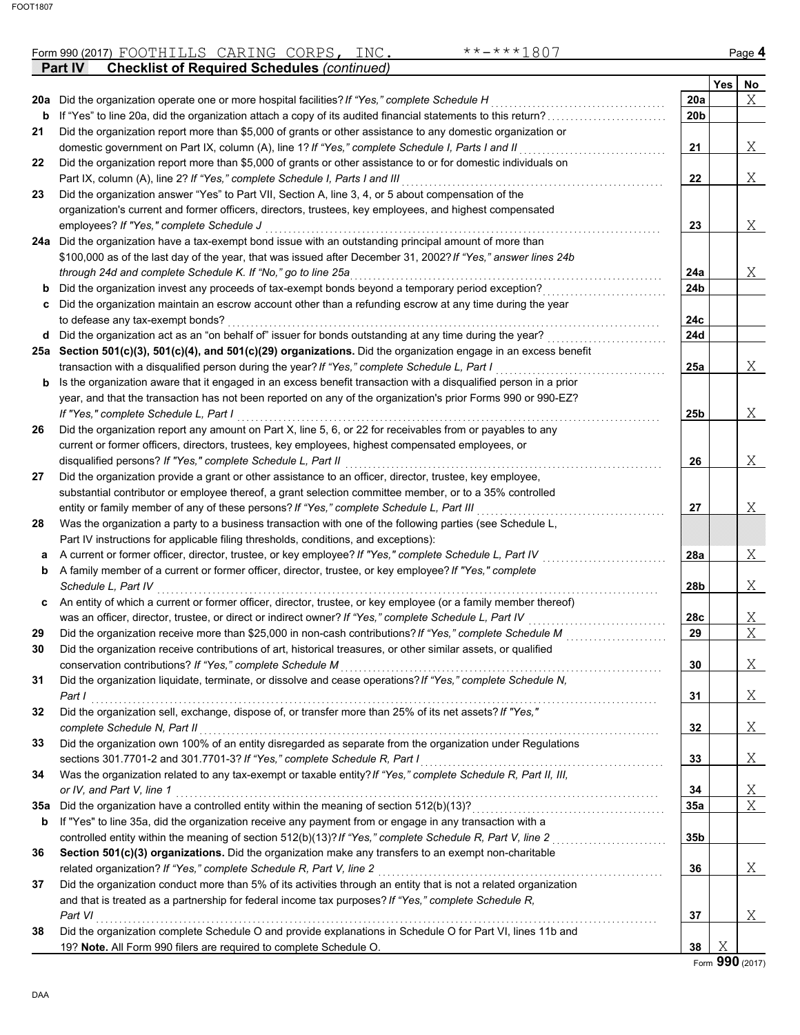Form 990 (2017) FOOTHILLS CARING CORPS, INC. **-***1807

**Part IV Checklist of Required Schedules** *(continued)*

| | | | Yes | No |
|---|---|---|---|---|
| **20a** | Did the organization operate one or more hospital facilities? *If "Yes," complete Schedule H* | **20a** | | X |
| **b** | If "Yes" to line 20a, did the organization attach a copy of its audited financial statements to this return? | **20b** | | |
| **21** | Did the organization report more than $5,000 of grants or other assistance to any domestic organization or domestic government on Part IX, column (A), line 1? *If "Yes," complete Schedule I, Parts I and II* | **21** | | X |
| **22** | Did the organization report more than $5,000 of grants or other assistance to or for domestic individuals on Part IX, column (A), line 2? *If "Yes," complete Schedule I, Parts I and III* | **22** | | X |
| **23** | Did the organization answer "Yes" to Part VII, Section A, line 3, 4, or 5 about compensation of the organization's current and former officers, directors, trustees, key employees, and highest compensated employees? *If "Yes," complete Schedule J* | **23** | | X |
| **24a** | Did the organization have a tax-exempt bond issue with an outstanding principal amount of more than $100,000 as of the last day of the year, that was issued after December 31, 2002? *If "Yes," answer lines 24b through 24d and complete Schedule K. If "No," go to line 25a* | **24a** | | X |
| **b** | Did the organization invest any proceeds of tax-exempt bonds beyond a temporary period exception? | **24b** | | |
| **c** | Did the organization maintain an escrow account other than a refunding escrow at any time during the year to defease any tax-exempt bonds? | **24c** | | |
| **d** | Did the organization act as an "on behalf of" issuer for bonds outstanding at any time during the year? | **24d** | | |
| **25a** | **Section 501(c)(3), 501(c)(4), and 501(c)(29) organizations.** Did the organization engage in an excess benefit transaction with a disqualified person during the year? *If "Yes," complete Schedule L, Part I* | **25a** | | X |
| **b** | Is the organization aware that it engaged in an excess benefit transaction with a disqualified person in a prior year, and that the transaction has not been reported on any of the organization's prior Forms 990 or 990-EZ? *If "Yes," complete Schedule L, Part I* | **25b** | | X |
| **26** | Did the organization report any amount on Part X, line 5, 6, or 22 for receivables from or payables to any current or former officers, directors, trustees, key employees, highest compensated employees, or disqualified persons? *If "Yes," complete Schedule L, Part II* | **26** | | X |
| **27** | Did the organization provide a grant or other assistance to an officer, director, trustee, key employee, substantial contributor or employee thereof, a grant selection committee member, or to a 35% controlled entity or family member of any of these persons? *If "Yes," complete Schedule L, Part III* | **27** | | X |
| **28** | Was the organization a party to a business transaction with one of the following parties (see Schedule L, Part IV instructions for applicable filing thresholds, conditions, and exceptions): | | | |
| **a** | A current or former officer, director, trustee, or key employee? *If "Yes," complete Schedule L, Part IV* | **28a** | | X |
| **b** | A family member of a current or former officer, director, trustee, or key employee? *If "Yes," complete Schedule L, Part IV* | **28b** | | X |
| **c** | An entity of which a current or former officer, director, trustee, or key employee (or a family member thereof) was an officer, director, trustee, or direct or indirect owner? *If "Yes," complete Schedule L, Part IV* | **28c** | | X |
| **29** | Did the organization receive more than $25,000 in non-cash contributions? *If "Yes," complete Schedule M* | **29** | | X |
| **30** | Did the organization receive contributions of art, historical treasures, or other similar assets, or qualified conservation contributions? *If "Yes," complete Schedule M* | **30** | | X |
| **31** | Did the organization liquidate, terminate, or dissolve and cease operations? *If "Yes," complete Schedule N, Part I* | **31** | | X |
| **32** | Did the organization sell, exchange, dispose of, or transfer more than 25% of its net assets? *If "Yes," complete Schedule N, Part II* | **32** | | X |
| **33** | Did the organization own 100% of an entity disregarded as separate from the organization under Regulations sections 301.7701-2 and 301.7701-3? *If "Yes," complete Schedule R, Part I* | **33** | | X |
| **34** | Was the organization related to any tax-exempt or taxable entity? *If "Yes," complete Schedule R, Part II, III, or IV, and Part V, line 1* | **34** | | X |
| **35a** | Did the organization have a controlled entity within the meaning of section 512(b)(13)? | **35a** | | X |
| **b** | If "Yes" to line 35a, did the organization receive any payment from or engage in any transaction with a controlled entity within the meaning of section 512(b)(13)? *If "Yes," complete Schedule R, Part V, line 2* | **35b** | | |
| **36** | **Section 501(c)(3) organizations.** Did the organization make any transfers to an exempt non-charitable related organization? *If "Yes," complete Schedule R, Part V, line 2* | **36** | | X |
| **37** | Did the organization conduct more than 5% of its activities through an entity that is not a related organization and that is treated as a partnership for federal income tax purposes? *If "Yes," complete Schedule R, Part VI* | **37** | | X |
| **38** | Did the organization complete Schedule O and provide explanations in Schedule O for Part VI, lines 11b and 19? **Note.** All Form 990 filers are required to complete Schedule O. | **38** | X | |

Form **990** (2017)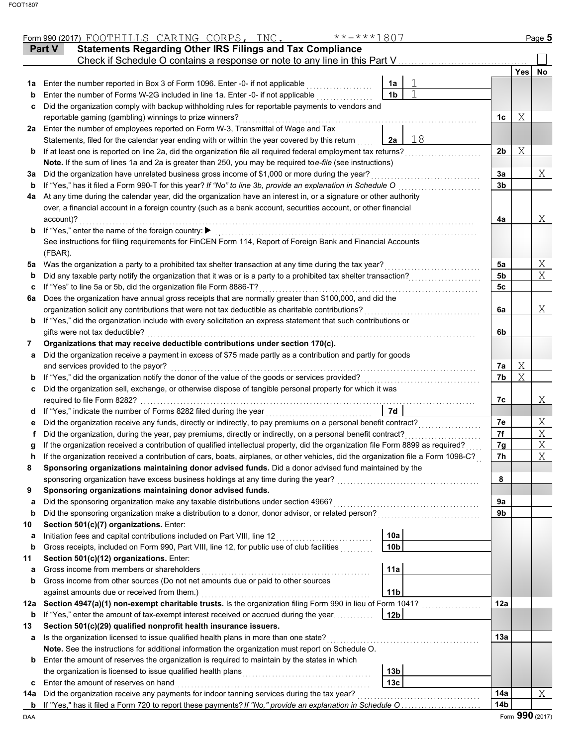Form 990 (2017) FOOTHILLS CARING CORPS, INC. **-***1807 Page 5

## Part V Statements Regarding Other IRS Filings and Tax Compliance

Check if Schedule O contains a response or note to any line in this Part V ☐

| | | | | | Yes | No |
|---|---|---|---|---|---|---|
| 1a | Enter the number reported in Box 3 of Form 1096. Enter -0- if not applicable | 1a | 1 | | | |
| b | Enter the number of Forms W-2G included in line 1a. Enter -0- if not applicable | 1b | 1 | | | |
| c | Did the organization comply with backup withholding rules for reportable payments to vendors and reportable gaming (gambling) winnings to prize winners? | | | 1c | X | |
| 2a | Enter the number of employees reported on Form W-3, Transmittal of Wage and Tax Statements, filed for the calendar year ending with or within the year covered by this return | 2a | 18 | | | |
| b | If at least one is reported on line 2a, did the organization file all required federal employment tax returns? | | | 2b | X | |
| | **Note.** If the sum of lines 1a and 2a is greater than 250, you may be required to *e-file* (see instructions) | | | | | |
| 3a | Did the organization have unrelated business gross income of $1,000 or more during the year? | | | 3a | | X |
| b | If "Yes," has it filed a Form 990-T for this year? *If "No" to line 3b, provide an explanation in Schedule O* | | | 3b | | |
| 4a | At any time during the calendar year, did the organization have an interest in, or a signature or other authority over, a financial account in a foreign country (such as a bank account, securities account, or other financial account)? | | | 4a | | X |
| b | If "Yes," enter the name of the foreign country: ▶ | | | | | |
| | See instructions for filing requirements for FinCEN Form 114, Report of Foreign Bank and Financial Accounts (FBAR). | | | | | |
| 5a | Was the organization a party to a prohibited tax shelter transaction at any time during the tax year? | | | 5a | | X |
| b | Did any taxable party notify the organization that it was or is a party to a prohibited tax shelter transaction? | | | 5b | | X |
| c | If "Yes" to line 5a or 5b, did the organization file Form 8886-T? | | | 5c | | |
| 6a | Does the organization have annual gross receipts that are normally greater than $100,000, and did the organization solicit any contributions that were not tax deductible as charitable contributions? | | | 6a | | X |
| b | If "Yes," did the organization include with every solicitation an express statement that such contributions or gifts were not tax deductible? | | | 6b | | |
| 7 | **Organizations that may receive deductible contributions under section 170(c).** | | | | | |
| a | Did the organization receive a payment in excess of $75 made partly as a contribution and partly for goods and services provided to the payor? | | | 7a | X | |
| b | If "Yes," did the organization notify the donor of the value of the goods or services provided? | | | 7b | X | |
| c | Did the organization sell, exchange, or otherwise dispose of tangible personal property for which it was required to file Form 8282? | | | 7c | | X |
| d | If "Yes," indicate the number of Forms 8282 filed during the year | 7d | | | | |
| e | Did the organization receive any funds, directly or indirectly, to pay premiums on a personal benefit contract? | | | 7e | | X |
| f | Did the organization, during the year, pay premiums, directly or indirectly, on a personal benefit contract? | | | 7f | | X |
| g | If the organization received a contribution of qualified intellectual property, did the organization file Form 8899 as required? | | | 7g | | X |
| h | If the organization received a contribution of cars, boats, airplanes, or other vehicles, did the organization file a Form 1098-C? | | | 7h | | X |
| 8 | **Sponsoring organizations maintaining donor advised funds.** Did a donor advised fund maintained by the sponsoring organization have excess business holdings at any time during the year? | | | 8 | | |
| 9 | **Sponsoring organizations maintaining donor advised funds.** | | | | | |
| a | Did the sponsoring organization make any taxable distributions under section 4966? | | | 9a | | |
| b | Did the sponsoring organization make a distribution to a donor, donor advisor, or related person? | | | 9b | | |
| 10 | **Section 501(c)(7) organizations.** Enter: | | | | | |
| a | Initiation fees and capital contributions included on Part VIII, line 12 | 10a | | | | |
| b | Gross receipts, included on Form 990, Part VIII, line 12, for public use of club facilities | 10b | | | | |
| 11 | **Section 501(c)(12) organizations.** Enter: | | | | | |
| a | Gross income from members or shareholders | 11a | | | | |
| b | Gross income from other sources (Do not net amounts due or paid to other sources against amounts due or received from them.) | 11b | | | | |
| 12a | **Section 4947(a)(1) non-exempt charitable trusts.** Is the organization filing Form 990 in lieu of Form 1041? | | | 12a | | |
| b | If "Yes," enter the amount of tax-exempt interest received or accrued during the year | 12b | | | | |
| 13 | **Section 501(c)(29) qualified nonprofit health insurance issuers.** | | | | | |
| a | Is the organization licensed to issue qualified health plans in more than one state? | | | 13a | | |
| | **Note.** See the instructions for additional information the organization must report on Schedule O. | | | | | |
| b | Enter the amount of reserves the organization is required to maintain by the states in which the organization is licensed to issue qualified health plans | 13b | | | | |
| c | Enter the amount of reserves on hand | 13c | | | | |
| 14a | Did the organization receive any payments for indoor tanning services during the tax year? | | | 14a | | X |
| b | If "Yes," has it filed a Form 720 to report these payments? *If "No," provide an explanation in Schedule O* | | | 14b | | |

Form **990** (2017)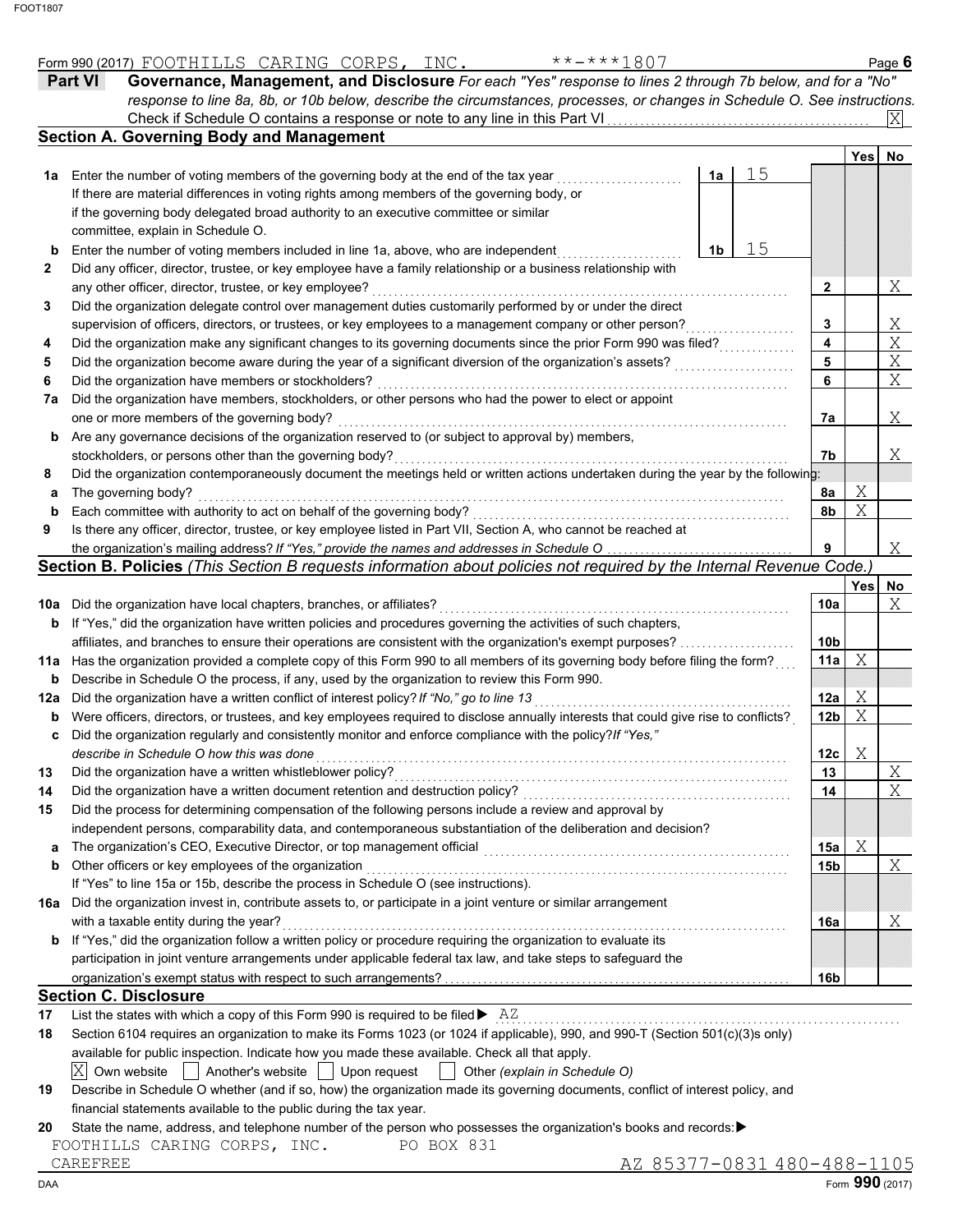Form 990 (2017) FOOTHILLS CARING CORPS, INC. **-***1807 Page 6

## Part VI Governance, Management, and Disclosure

*For each "Yes" response to lines 2 through 7b below, and for a "No" response to line 8a, 8b, or 10b below, describe the circumstances, processes, or changes in Schedule O. See instructions.*

Check if Schedule O contains a response or note to any line in this Part VI . . . . . [X]

### Section A. Governing Body and Management

| | | | | | Yes | No |
|---|---|---|---|---|---|---|
| **1a** | Enter the number of voting members of the governing body at the end of the tax year. If there are material differences in voting rights among members of the governing body, or if the governing body delegated broad authority to an executive committee or similar committee, explain in Schedule O. | 1a | 15 | | | |
| **b** | Enter the number of voting members included in line 1a, above, who are independent | 1b | 15 | | | |
| **2** | Did any officer, director, trustee, or key employee have a family relationship or a business relationship with any other officer, director, trustee, or key employee? | | | 2 | | X |
| **3** | Did the organization delegate control over management duties customarily performed by or under the direct supervision of officers, directors, or trustees, or key employees to a management company or other person? | | | 3 | | X |
| **4** | Did the organization make any significant changes to its governing documents since the prior Form 990 was filed? | | | 4 | | X |
| **5** | Did the organization become aware during the year of a significant diversion of the organization's assets? | | | 5 | | X |
| **6** | Did the organization have members or stockholders? | | | 6 | | X |
| **7a** | Did the organization have members, stockholders, or other persons who had the power to elect or appoint one or more members of the governing body? | | | 7a | | X |
| **b** | Are any governance decisions of the organization reserved to (or subject to approval by) members, stockholders, or persons other than the governing body? | | | 7b | | X |
| **8** | Did the organization contemporaneously document the meetings held or written actions undertaken during the year by the following: | | | | | |
| **a** | The governing body? | | | 8a | X | |
| **b** | Each committee with authority to act on behalf of the governing body? | | | 8b | X | |
| **9** | Is there any officer, director, trustee, or key employee listed in Part VII, Section A, who cannot be reached at the organization's mailing address? *If "Yes," provide the names and addresses in Schedule O* | | | 9 | | X |

### Section B. Policies *(This Section B requests information about policies not required by the Internal Revenue Code.)*

| | | | Yes | No |
|---|---|---|---|---|
| **10a** | Did the organization have local chapters, branches, or affiliates? | 10a | | X |
| **b** | If "Yes," did the organization have written policies and procedures governing the activities of such chapters, affiliates, and branches to ensure their operations are consistent with the organization's exempt purposes? | 10b | | |
| **11a** | Has the organization provided a complete copy of this Form 990 to all members of its governing body before filing the form? | 11a | X | |
| **b** | Describe in Schedule O the process, if any, used by the organization to review this Form 990. | | | |
| **12a** | Did the organization have a written conflict of interest policy? *If "No," go to line 13* | 12a | X | |
| **b** | Were officers, directors, or trustees, and key employees required to disclose annually interests that could give rise to conflicts? | 12b | X | |
| **c** | Did the organization regularly and consistently monitor and enforce compliance with the policy? *If "Yes," describe in Schedule O how this was done* | 12c | X | |
| **13** | Did the organization have a written whistleblower policy? | 13 | | X |
| **14** | Did the organization have a written document retention and destruction policy? | 14 | | X |
| **15** | Did the process for determining compensation of the following persons include a review and approval by independent persons, comparability data, and contemporaneous substantiation of the deliberation and decision? | | | |
| **a** | The organization's CEO, Executive Director, or top management official | 15a | X | |
| **b** | Other officers or key employees of the organization | 15b | | X |
| | If "Yes" to line 15a or 15b, describe the process in Schedule O (see instructions). | | | |
| **16a** | Did the organization invest in, contribute assets to, or participate in a joint venture or similar arrangement with a taxable entity during the year? | 16a | | X |
| **b** | If "Yes," did the organization follow a written policy or procedure requiring the organization to evaluate its participation in joint venture arrangements under applicable federal tax law, and take steps to safeguard the organization's exempt status with respect to such arrangements? | 16b | | |

### Section C. Disclosure

**17** List the states with which a copy of this Form 990 is required to be filed ▶ AZ

**18** Section 6104 requires an organization to make its Forms 1023 (or 1024 if applicable), 990, and 990-T (Section 501(c)(3)s only) available for public inspection. Indicate how you made these available. Check all that apply.

[X] Own website [ ] Another's website [ ] Upon request [ ] Other *(explain in Schedule O)*

**19** Describe in Schedule O whether (and if so, how) the organization made its governing documents, conflict of interest policy, and financial statements available to the public during the tax year.

**20** State the name, address, and telephone number of the person who possesses the organization's books and records: ▶

FOOTHILLS CARING CORPS, INC. PO BOX 831
CAREFREE AZ 85377-0831 480-488-1105

Form **990** (2017)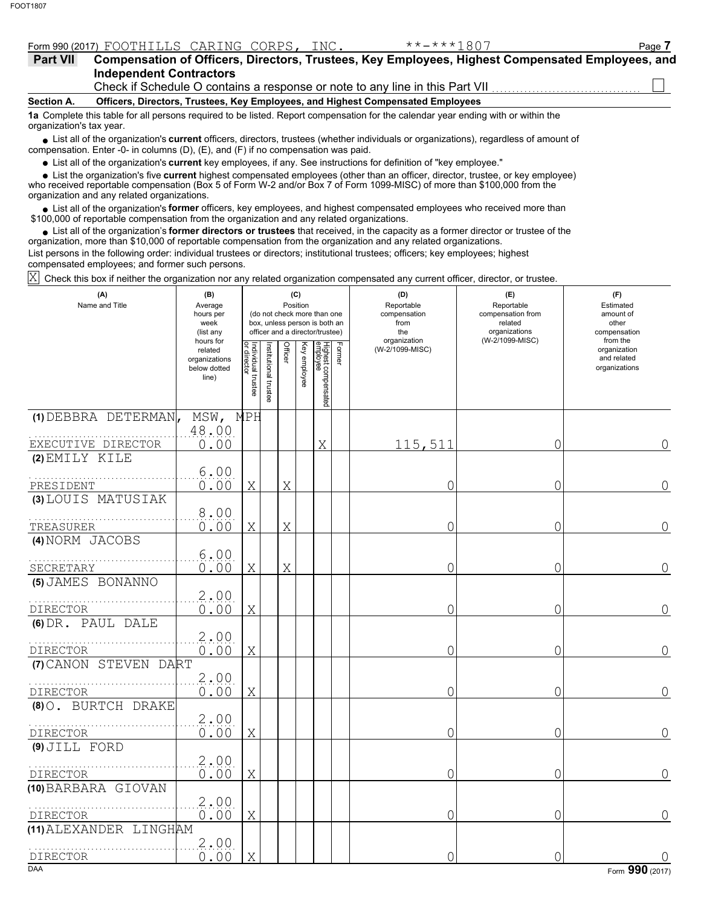Form 990 (2017) FOOTHILLS CARING CORPS, INC. **-***1807

**Part VII Compensation of Officers, Directors, Trustees, Key Employees, Highest Compensated Employees, and Independent Contractors**

Check if Schedule O contains a response or note to any line in this Part VII ☐

**Section A. Officers, Directors, Trustees, Key Employees, and Highest Compensated Employees**

**1a** Complete this table for all persons required to be listed. Report compensation for the calendar year ending with or within the organization's tax year.

- List all of the organization's **current** officers, directors, trustees (whether individuals or organizations), regardless of amount of compensation. Enter -0- in columns (D), (E), and (F) if no compensation was paid.
- List all of the organization's **current** key employees, if any. See instructions for definition of "key employee."
- List the organization's five **current** highest compensated employees (other than an officer, director, trustee, or key employee) who received reportable compensation (Box 5 of Form W-2 and/or Box 7 of Form 1099-MISC) of more than $100,000 from the organization and any related organizations.
- List all of the organization's **former** officers, key employees, and highest compensated employees who received more than $100,000 of reportable compensation from the organization and any related organizations.
- List all of the organization's **former directors or trustees** that received, in the capacity as a former director or trustee of the organization, more than $10,000 of reportable compensation from the organization and any related organizations.

List persons in the following order: individual trustees or directors; institutional trustees; officers; key employees; highest compensated employees; and former such persons.

☒ Check this box if neither the organization nor any related organization compensated any current officer, director, or trustee.

| (A) Name and Title | (B) Average hours per week (list any hours for related organizations below dotted line) | (C) Position (do not check more than one box, unless person is both an officer and a director/trustee): Individual trustee or director | Institutional trustee | Officer | Key employee | Highest compensated employee | Former | (D) Reportable compensation from the organization (W-2/1099-MISC) | (E) Reportable compensation from related organizations (W-2/1099-MISC) | (F) Estimated amount of other compensation from the organization and related organizations |
|---|---|---|---|---|---|---|---|---|---|---|
| (1) DEBBRA DETERMAN, MSW, MPH<br>EXECUTIVE DIRECTOR | 48.00<br>0.00 | | | | | X | | 115,511 | 0 | 0 |
| (2) EMILY KILE<br>PRESIDENT | 6.00<br>0.00 | X | | X | | | | 0 | 0 | 0 |
| (3) LOUIS MATUSIAK<br>TREASURER | 8.00<br>0.00 | X | | X | | | | 0 | 0 | 0 |
| (4) NORM JACOBS<br>SECRETARY | 6.00<br>0.00 | X | | X | | | | 0 | 0 | 0 |
| (5) JAMES BONANNO<br>DIRECTOR | 2.00<br>0.00 | X | | | | | | 0 | 0 | 0 |
| (6) DR. PAUL DALE<br>DIRECTOR | 2.00<br>0.00 | X | | | | | | 0 | 0 | 0 |
| (7) CANON STEVEN DART<br>DIRECTOR | 2.00<br>0.00 | X | | | | | | 0 | 0 | 0 |
| (8) O. BURTCH DRAKE<br>DIRECTOR | 2.00<br>0.00 | X | | | | | | 0 | 0 | 0 |
| (9) JILL FORD<br>DIRECTOR | 2.00<br>0.00 | X | | | | | | 0 | 0 | 0 |
| (10) BARBARA GIOVAN<br>DIRECTOR | 2.00<br>0.00 | X | | | | | | 0 | 0 | 0 |
| (11) ALEXANDER LINGHAM<br>DIRECTOR | 2.00<br>0.00 | X | | | | | | 0 | 0 | 0 |

Form **990** (2017)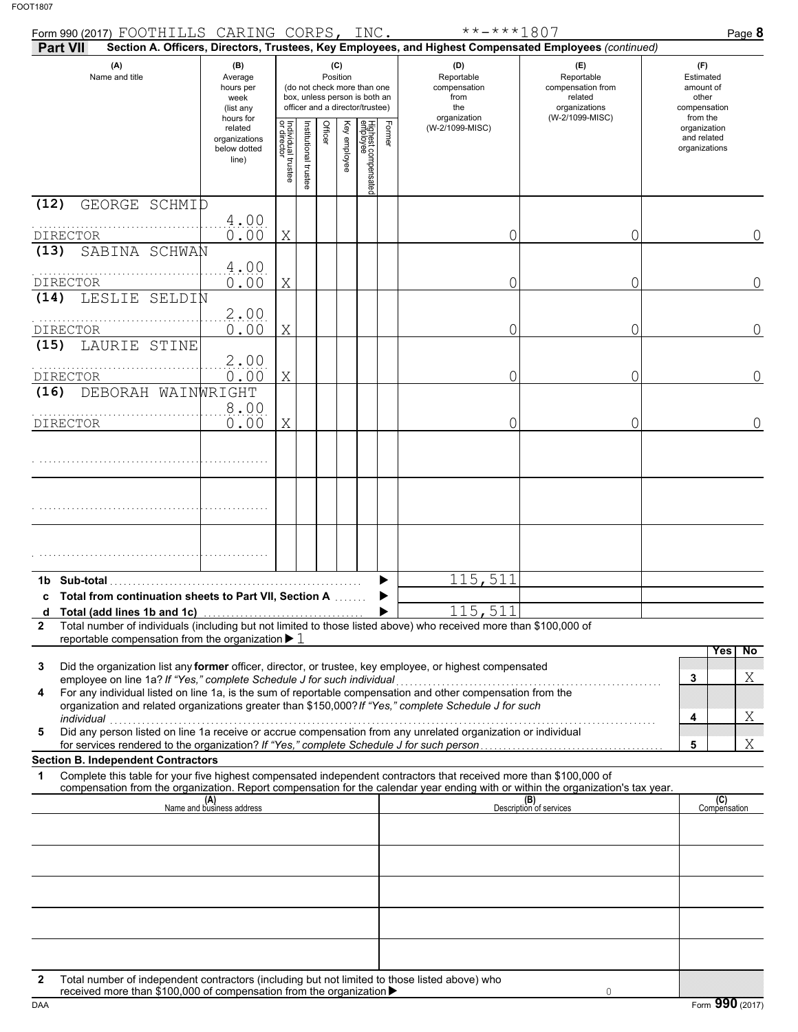FOOT1807

Form 990 (2017) FOOTHILLS CARING CORPS, INC. **-***1807 Page **8**

**Part VII** **Section A. Officers, Directors, Trustees, Key Employees, and Highest Compensated Employees** *(continued)*

| (A) Name and title | (B) Average hours per week (list any hours for related organizations below dotted line) | (C) Position: Individual trustee or director | Institutional trustee | Officer | Key employee | Highest compensated employee | Former | (D) Reportable compensation from the organization (W-2/1099-MISC) | (E) Reportable compensation from related organizations (W-2/1099-MISC) | (F) Estimated amount of other compensation from the organization and related organizations |
|---|---|---|---|---|---|---|---|---|---|---|
| (12) GEORGE SCHMID<br>DIRECTOR | 4.00<br>0.00 | X | | | | | | 0 | 0 | 0 |
| (13) SABINA SCHWAN<br>DIRECTOR | 4.00<br>0.00 | X | | | | | | 0 | 0 | 0 |
| (14) LESLIE SELDIN<br>DIRECTOR | 2.00<br>0.00 | X | | | | | | 0 | 0 | 0 |
| (15) LAURIE STINE<br>DIRECTOR | 2.00<br>0.00 | X | | | | | | 0 | 0 | 0 |
| (16) DEBORAH WAINWRIGHT<br>DIRECTOR | 8.00<br>0.00 | X | | | | | | 0 | 0 | 0 |
| | | | | | | | | | | |
| | | | | | | | | | | |
| | | | | | | | | | | |

| | | (D) | (E) | (F) |
|---|---|---|---|---|
| **1b** | **Sub-total** | 115,511 | | |
| **c** | **Total from continuation sheets to Part VII, Section A** | | | |
| **d** | **Total (add lines 1b and 1c)** | 115,511 | | |

**2** Total number of individuals (including but not limited to those listed above) who received more than $100,000 of reportable compensation from the organization ▶ 1

| | | | Yes | No |
|---|---|---|---|---|
| **3** | Did the organization list any **former** officer, director, or trustee, key employee, or highest compensated employee on line 1a? *If "Yes," complete Schedule J for such individual* | 3 | | X |
| **4** | For any individual listed on line 1a, is the sum of reportable compensation and other compensation from the organization and related organizations greater than $150,000? *If "Yes," complete Schedule J for such individual* | 4 | | X |
| **5** | Did any person listed on line 1a receive or accrue compensation from any unrelated organization or individual for services rendered to the organization? *If "Yes," complete Schedule J for such person* | 5 | | X |

**Section B. Independent Contractors**

**1** Complete this table for your five highest compensated independent contractors that received more than $100,000 of compensation from the organization. Report compensation for the calendar year ending with or within the organization's tax year.

| (A) Name and business address | (B) Description of services | (C) Compensation |
|---|---|---|
| | | |
| | | |
| | | |
| | | |
| | | |

**2** Total number of independent contractors (including but not limited to those listed above) who received more than $100,000 of compensation from the organization ▶ 0

DAA Form **990** (2017)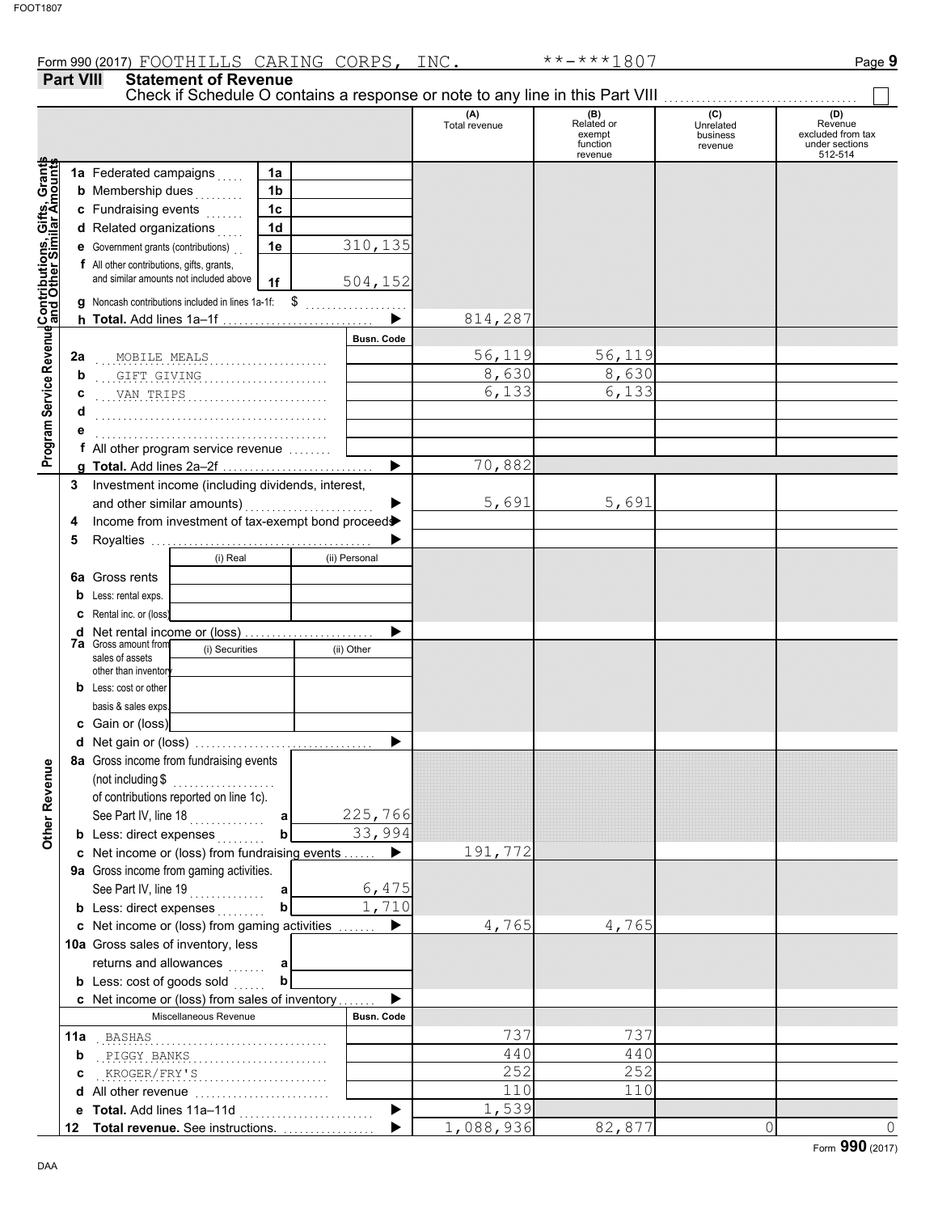Form 990 (2017) FOOTHILLS CARING CORPS, INC. **-***1807

## Part VIII Statement of Revenue

Check if Schedule O contains a response or note to any line in this Part VIII ☐

| | | | | (A) Total revenue | (B) Related or exempt function revenue | (C) Unrelated business revenue | (D) Revenue excluded from tax under sections 512-514 |
|---|---|---|---|---|---|---|---|
| **Contributions, Gifts, Grants and Other Similar Amounts** | 1a Federated campaigns | 1a | | | | | |
| | b Membership dues | 1b | | | | | |
| | c Fundraising events | 1c | | | | | |
| | d Related organizations | 1d | | | | | |
| | e Government grants (contributions) | 1e | 310,135 | | | | |
| | f All other contributions, gifts, grants, and similar amounts not included above | 1f | 504,152 | | | | |
| | g Noncash contributions included in lines 1a-1f: $ | | | | | | |
| | h **Total.** Add lines 1a–1f | | | 814,287 | | | |
| **Program Service Revenue** | | | Busn. Code | | | | |
| | 2a MOBILE MEALS | | | 56,119 | 56,119 | | |
| | b GIFT GIVING | | | 8,630 | 8,630 | | |
| | c VAN TRIPS | | | 6,133 | 6,133 | | |
| | d | | | | | | |
| | e | | | | | | |
| | f All other program service revenue | | | | | | |
| | g **Total.** Add lines 2a–2f | | | 70,882 | | | |
| **Other Revenue** | 3 Investment income (including dividends, interest, and other similar amounts) | | | 5,691 | 5,691 | | |
| | 4 Income from investment of tax-exempt bond proceeds | | | | | | |
| | 5 Royalties | | | | | | |
| | | (i) Real | (ii) Personal | | | | |
| | 6a Gross rents | | | | | | |
| | b Less: rental exps. | | | | | | |
| | c Rental inc. or (loss) | | | | | | |
| | d Net rental income or (loss) | | | | | | |
| | 7a Gross amount from sales of assets other than inventory | (i) Securities | (ii) Other | | | | |
| | b Less: cost or other basis & sales exps. | | | | | | |
| | c Gain or (loss) | | | | | | |
| | d Net gain or (loss) | | | | | | |
| | 8a Gross income from fundraising events (not including $ of contributions reported on line 1c). See Part IV, line 18 | a | 225,766 | | | | |
| | b Less: direct expenses | b | 33,994 | | | | |
| | c Net income or (loss) from fundraising events | | | 191,772 | | | |
| | 9a Gross income from gaming activities. See Part IV, line 19 | a | 6,475 | | | | |
| | b Less: direct expenses | b | 1,710 | | | | |
| | c Net income or (loss) from gaming activities | | | 4,765 | 4,765 | | |
| | 10a Gross sales of inventory, less returns and allowances | a | | | | | |
| | b Less: cost of goods sold | b | | | | | |
| | c Net income or (loss) from sales of inventory | | | | | | |
| | Miscellaneous Revenue | | Busn. Code | | | | |
| | 11a BASHAS | | | 737 | 737 | | |
| | b PIGGY BANKS | | | 440 | 440 | | |
| | c KROGER/FRY'S | | | 252 | 252 | | |
| | d All other revenue | | | 110 | 110 | | |
| | e **Total.** Add lines 11a–11d | | | 1,539 | | | |
| | 12 **Total revenue.** See instructions. | | | 1,088,936 | 82,877 | 0 | 0 |

Form **990** (2017)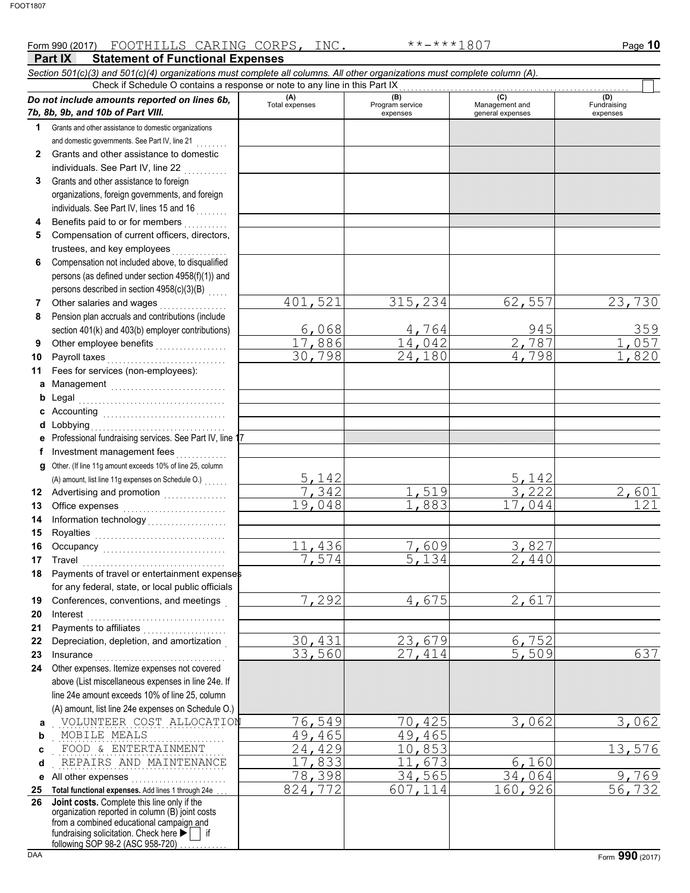Form 990 (2017) FOOTHILLS CARING CORPS, INC. **-***1807

## Part IX Statement of Functional Expenses

*Section 501(c)(3) and 501(c)(4) organizations must complete all columns. All other organizations must complete column (A).*

Check if Schedule O contains a response or note to any line in this Part IX

| *Do not include amounts reported on lines 6b, 7b, 8b, 9b, and 10b of Part VIII.* | (A) Total expenses | (B) Program service expenses | (C) Management and general expenses | (D) Fundraising expenses |
|---|---|---|---|---|
| **1** Grants and other assistance to domestic organizations and domestic governments. See Part IV, line 21 | | | | |
| **2** Grants and other assistance to domestic individuals. See Part IV, line 22 | | | | |
| **3** Grants and other assistance to foreign organizations, foreign governments, and foreign individuals. See Part IV, lines 15 and 16 | | | | |
| **4** Benefits paid to or for members | | | | |
| **5** Compensation of current officers, directors, trustees, and key employees | | | | |
| **6** Compensation not included above, to disqualified persons (as defined under section 4958(f)(1)) and persons described in section 4958(c)(3)(B) | | | | |
| **7** Other salaries and wages | 401,521 | 315,234 | 62,557 | 23,730 |
| **8** Pension plan accruals and contributions (include section 401(k) and 403(b) employer contributions) | 6,068 | 4,764 | 945 | 359 |
| **9** Other employee benefits | 17,886 | 14,042 | 2,787 | 1,057 |
| **10** Payroll taxes | 30,798 | 24,180 | 4,798 | 1,820 |
| **11** Fees for services (non-employees): | | | | |
| **a** Management | | | | |
| **b** Legal | | | | |
| **c** Accounting | | | | |
| **d** Lobbying | | | | |
| **e** Professional fundraising services. See Part IV, line 17 | | | | |
| **f** Investment management fees | | | | |
| **g** Other. (If line 11g amount exceeds 10% of line 25, column (A) amount, list line 11g expenses on Schedule O.) | 5,142 | | 5,142 | |
| **12** Advertising and promotion | 7,342 | 1,519 | 3,222 | 2,601 |
| **13** Office expenses | 19,048 | 1,883 | 17,044 | 121 |
| **14** Information technology | | | | |
| **15** Royalties | | | | |
| **16** Occupancy | 11,436 | 7,609 | 3,827 | |
| **17** Travel | 7,574 | 5,134 | 2,440 | |
| **18** Payments of travel or entertainment expenses for any federal, state, or local public officials | | | | |
| **19** Conferences, conventions, and meetings | 7,292 | 4,675 | 2,617 | |
| **20** Interest | | | | |
| **21** Payments to affiliates | | | | |
| **22** Depreciation, depletion, and amortization | 30,431 | 23,679 | 6,752 | |
| **23** Insurance | 33,560 | 27,414 | 5,509 | 637 |
| **24** Other expenses. Itemize expenses not covered above (List miscellaneous expenses in line 24e. If line 24e amount exceeds 10% of line 25, column (A) amount, list line 24e expenses on Schedule O.) | | | | |
| **a** VOLUNTEER COST ALLOCATION | 76,549 | 70,425 | 3,062 | 3,062 |
| **b** MOBILE MEALS | 49,465 | 49,465 | | |
| **c** FOOD & ENTERTAINMENT | 24,429 | 10,853 | | 13,576 |
| **d** REPAIRS AND MAINTENANCE | 17,833 | 11,673 | 6,160 | |
| **e** All other expenses | 78,398 | 34,565 | 34,064 | 9,769 |
| **25 Total functional expenses.** Add lines 1 through 24e | 824,772 | 607,114 | 160,926 | 56,732 |
| **26 Joint costs.** Complete this line only if the organization reported in column (B) joint costs from a combined educational campaign and fundraising solicitation. Check here ▶ ☐ if following SOP 98-2 (ASC 958-720) | | | | |

Form **990** (2017)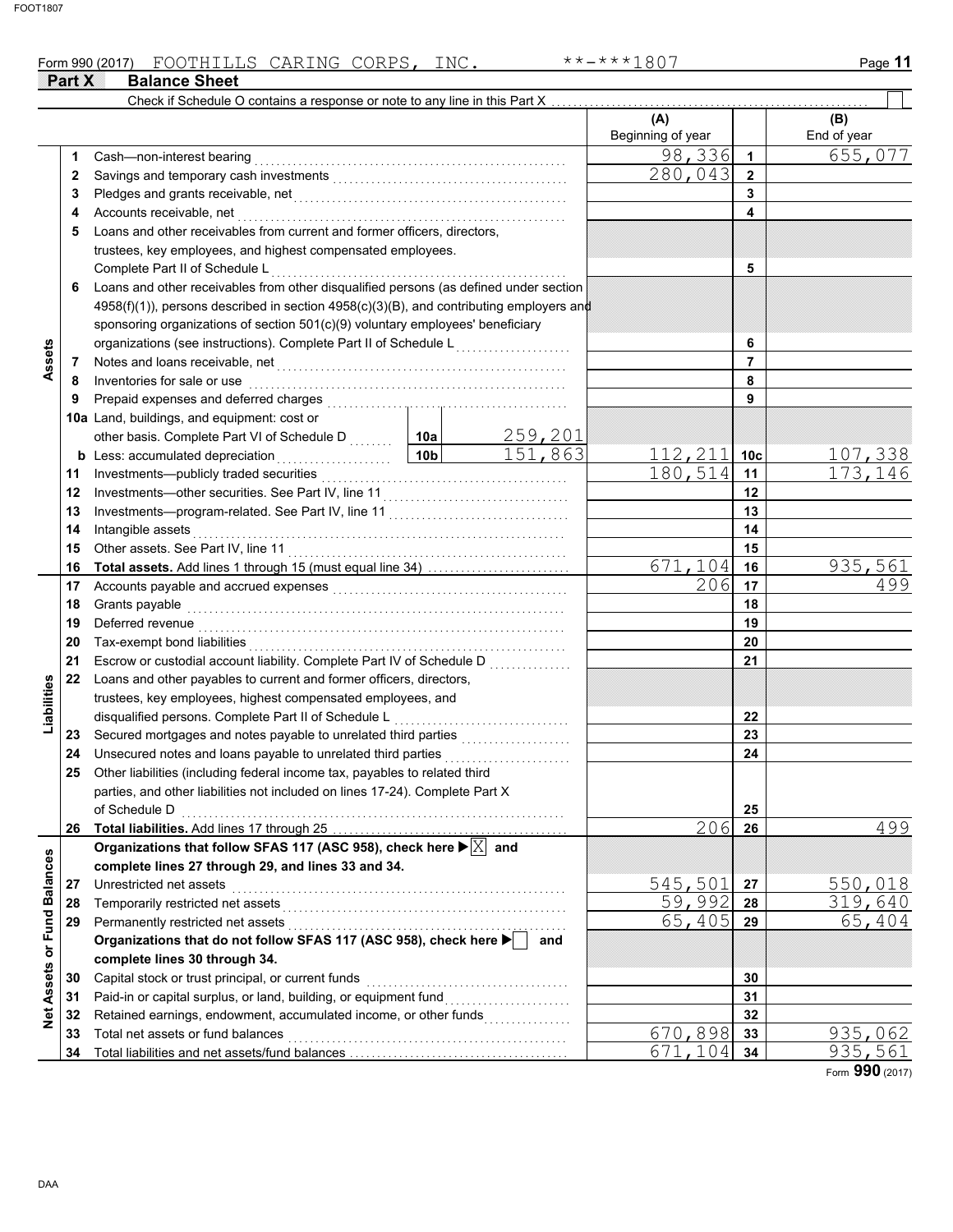Form 990 (2017) FOOTHILLS CARING CORPS, INC. **-***1807

## Part X Balance Sheet

Check if Schedule O contains a response or note to any line in this Part X . . . . . . . . . . . . . . . . . . . . ☐

| | | | | (A) Beginning of year | | (B) End of year |
|---|---|---|---|---|---|---|
| Assets | 1 | Cash—non-interest bearing | | 98,336 | 1 | 655,077 |
| | 2 | Savings and temporary cash investments | | 280,043 | 2 | |
| | 3 | Pledges and grants receivable, net | | | 3 | |
| | 4 | Accounts receivable, net | | | 4 | |
| | 5 | Loans and other receivables from current and former officers, directors, trustees, key employees, and highest compensated employees. Complete Part II of Schedule L | | | 5 | |
| | 6 | Loans and other receivables from other disqualified persons (as defined under section 4958(f)(1)), persons described in section 4958(c)(3)(B), and contributing employers and sponsoring organizations of section 501(c)(9) voluntary employees' beneficiary organizations (see instructions). Complete Part II of Schedule L | | | 6 | |
| | 7 | Notes and loans receivable, net | | | 7 | |
| | 8 | Inventories for sale or use | | | 8 | |
| | 9 | Prepaid expenses and deferred charges | | | 9 | |
| | 10a | Land, buildings, and equipment: cost or other basis. Complete Part VI of Schedule D | 10a 259,201 | | | |
| | b | Less: accumulated depreciation | 10b 151,863 | 112,211 | 10c | 107,338 |
| | 11 | Investments—publicly traded securities | | 180,514 | 11 | 173,146 |
| | 12 | Investments—other securities. See Part IV, line 11 | | | 12 | |
| | 13 | Investments—program-related. See Part IV, line 11 | | | 13 | |
| | 14 | Intangible assets | | | 14 | |
| | 15 | Other assets. See Part IV, line 11 | | | 15 | |
| | 16 | **Total assets.** Add lines 1 through 15 (must equal line 34) | | 671,104 | 16 | 935,561 |
| Liabilities | 17 | Accounts payable and accrued expenses | | 206 | 17 | 499 |
| | 18 | Grants payable | | | 18 | |
| | 19 | Deferred revenue | | | 19 | |
| | 20 | Tax-exempt bond liabilities | | | 20 | |
| | 21 | Escrow or custodial account liability. Complete Part IV of Schedule D | | | 21 | |
| | 22 | Loans and other payables to current and former officers, directors, trustees, key employees, highest compensated employees, and disqualified persons. Complete Part II of Schedule L | | | 22 | |
| | 23 | Secured mortgages and notes payable to unrelated third parties | | | 23 | |
| | 24 | Unsecured notes and loans payable to unrelated third parties | | | 24 | |
| | 25 | Other liabilities (including federal income tax, payables to related third parties, and other liabilities not included on lines 17-24). Complete Part X of Schedule D | | | 25 | |
| | 26 | **Total liabilities.** Add lines 17 through 25 | | 206 | 26 | 499 |
| Net Assets or Fund Balances | | **Organizations that follow SFAS 117 (ASC 958), check here ▶ ☒ and complete lines 27 through 29, and lines 33 and 34.** | | | | |
| | 27 | Unrestricted net assets | | 545,501 | 27 | 550,018 |
| | 28 | Temporarily restricted net assets | | 59,992 | 28 | 319,640 |
| | 29 | Permanently restricted net assets | | 65,405 | 29 | 65,404 |
| | | **Organizations that do not follow SFAS 117 (ASC 958), check here ▶ ☐ and complete lines 30 through 34.** | | | | |
| | 30 | Capital stock or trust principal, or current funds | | | 30 | |
| | 31 | Paid-in or capital surplus, or land, building, or equipment fund | | | 31 | |
| | 32 | Retained earnings, endowment, accumulated income, or other funds | | | 32 | |
| | 33 | Total net assets or fund balances | | 670,898 | 33 | 935,062 |
| | 34 | Total liabilities and net assets/fund balances | | 671,104 | 34 | 935,561 |

Form **990** (2017)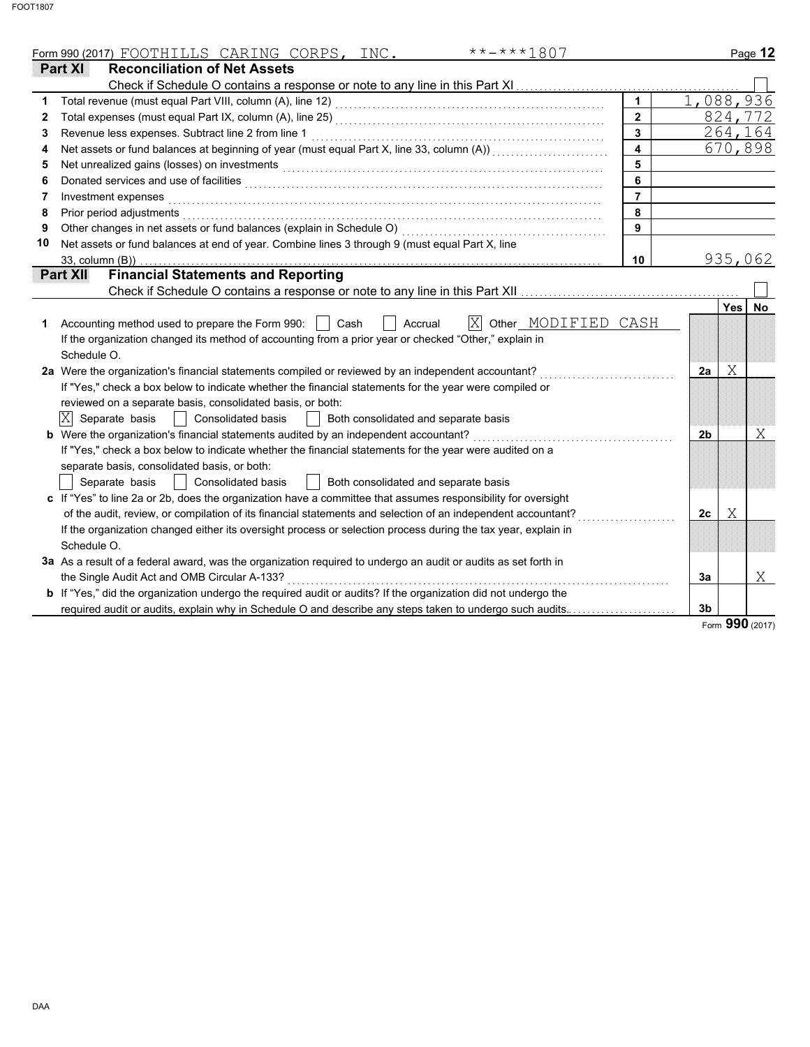Form 990 (2017) FOOTHILLS CARING CORPS, INC. **-***1807 Page 12

## Part XI Reconciliation of Net Assets

Check if Schedule O contains a response or note to any line in this Part XI ☐

| | | | |
|---|---|---|---|
| 1 | Total revenue (must equal Part VIII, column (A), line 12) | 1 | 1,088,936 |
| 2 | Total expenses (must equal Part IX, column (A), line 25) | 2 | 824,772 |
| 3 | Revenue less expenses. Subtract line 2 from line 1 | 3 | 264,164 |
| 4 | Net assets or fund balances at beginning of year (must equal Part X, line 33, column (A)) | 4 | 670,898 |
| 5 | Net unrealized gains (losses) on investments | 5 | |
| 6 | Donated services and use of facilities | 6 | |
| 7 | Investment expenses | 7 | |
| 8 | Prior period adjustments | 8 | |
| 9 | Other changes in net assets or fund balances (explain in Schedule O) | 9 | |
| 10 | Net assets or fund balances at end of year. Combine lines 3 through 9 (must equal Part X, line 33, column (B)) | 10 | 935,062 |

## Part XII Financial Statements and Reporting

Check if Schedule O contains a response or note to any line in this Part XII ☐

| | | | Yes | No |
|---|---|---|---|---|
| 1 | Accounting method used to prepare the Form 990: ☐ Cash ☐ Accrual ☒ Other MODIFIED CASH<br>If the organization changed its method of accounting from a prior year or checked "Other," explain in Schedule O. | | | |
| 2a | Were the organization's financial statements compiled or reviewed by an independent accountant?<br>If "Yes," check a box below to indicate whether the financial statements for the year were compiled or reviewed on a separate basis, consolidated basis, or both:<br>☒ Separate basis ☐ Consolidated basis ☐ Both consolidated and separate basis | 2a | X | |
| b | Were the organization's financial statements audited by an independent accountant?<br>If "Yes," check a box below to indicate whether the financial statements for the year were audited on a separate basis, consolidated basis, or both:<br>☐ Separate basis ☐ Consolidated basis ☐ Both consolidated and separate basis | 2b | | X |
| c | If "Yes" to line 2a or 2b, does the organization have a committee that assumes responsibility for oversight of the audit, review, or compilation of its financial statements and selection of an independent accountant?<br>If the organization changed either its oversight process or selection process during the tax year, explain in Schedule O. | 2c | X | |
| 3a | As a result of a federal award, was the organization required to undergo an audit or audits as set forth in the Single Audit Act and OMB Circular A-133? | 3a | | X |
| b | If "Yes," did the organization undergo the required audit or audits? If the organization did not undergo the required audit or audits, explain why in Schedule O and describe any steps taken to undergo such audits. | 3b | | |

Form **990** (2017)